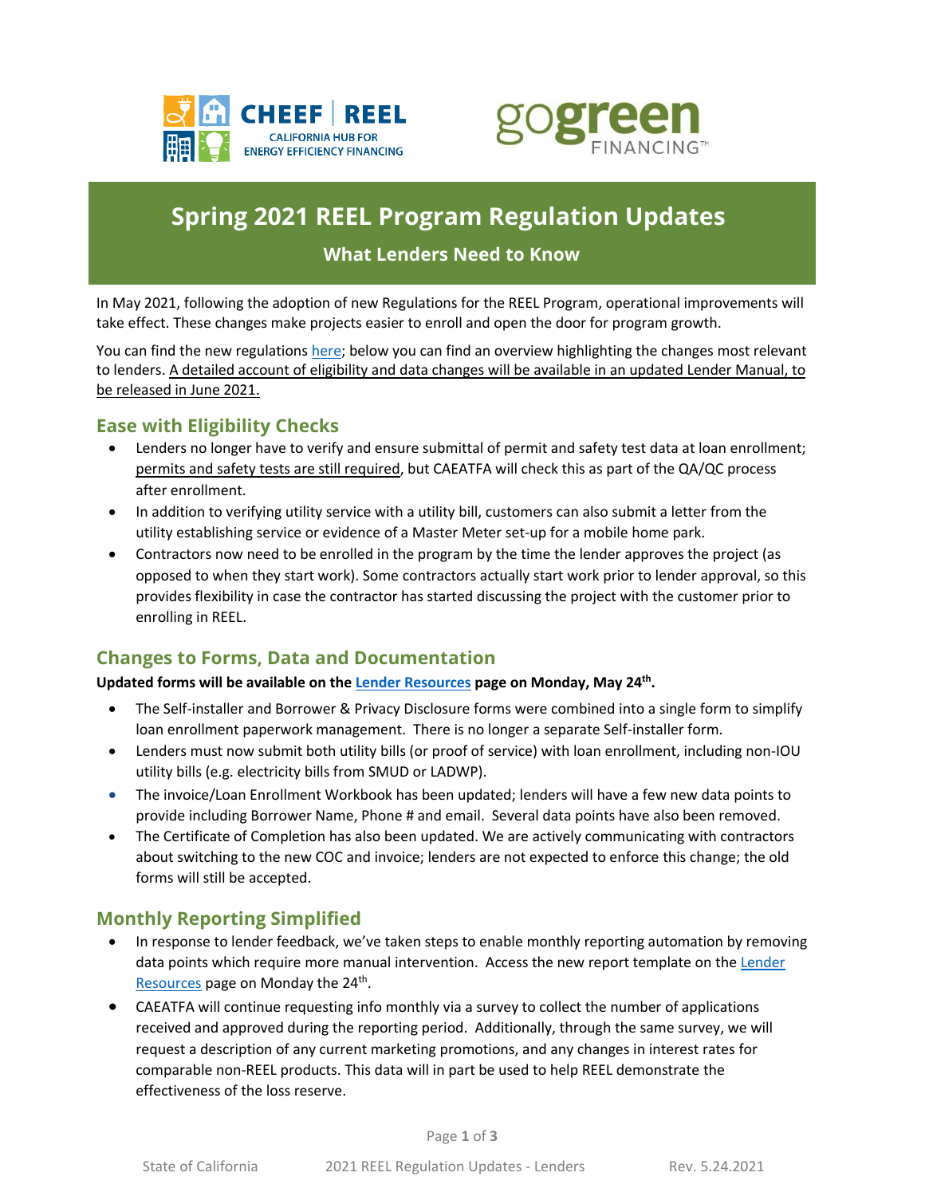# Spring 2021 REEL Program Regulation Updates

## What Lenders Need to Know

In May 2021, following the adoption of new Regulations for the REEL Program, operational improvements will take effect. These changes make projects easier to enroll and open the door for program growth.

You can find the new regulations here; below you can find an overview highlighting the changes most relevant to lenders. A detailed account of eligibility and data changes will be available in an updated Lender Manual, to be released in June 2021.

## Ease with Eligibility Checks

- Lenders no longer have to verify and ensure submittal of permit and safety test data at loan enrollment; permits and safety tests are still required, but CAEATFA will check this as part of the QA/QC process after enrollment.
- In addition to verifying utility service with a utility bill, customers can also submit a letter from the utility establishing service or evidence of a Master Meter set-up for a mobile home park.
- Contractors now need to be enrolled in the program by the time the lender approves the project (as opposed to when they start work). Some contractors actually start work prior to lender approval, so this provides flexibility in case the contractor has started discussing the project with the customer prior to enrolling in REEL.

## Changes to Forms, Data and Documentation

**Updated forms will be available on the Lender Resources page on Monday, May 24th.**

- The Self-installer and Borrower & Privacy Disclosure forms were combined into a single form to simplify loan enrollment paperwork management. There is no longer a separate Self-installer form.
- Lenders must now submit both utility bills (or proof of service) with loan enrollment, including non-IOU utility bills (e.g. electricity bills from SMUD or LADWP).
- The invoice/Loan Enrollment Workbook has been updated; lenders will have a few new data points to provide including Borrower Name, Phone # and email. Several data points have also been removed.
- The Certificate of Completion has also been updated. We are actively communicating with contractors about switching to the new COC and invoice; lenders are not expected to enforce this change; the old forms will still be accepted.

## Monthly Reporting Simplified

- In response to lender feedback, we've taken steps to enable monthly reporting automation by removing data points which require more manual intervention. Access the new report template on the Lender Resources page on Monday the 24th.
- CAEATFA will continue requesting info monthly via a survey to collect the number of applications received and approved during the reporting period. Additionally, through the same survey, we will request a description of any current marketing promotions, and any changes in interest rates for comparable non-REEL products. This data will in part be used to help REEL demonstrate the effectiveness of the loss reserve.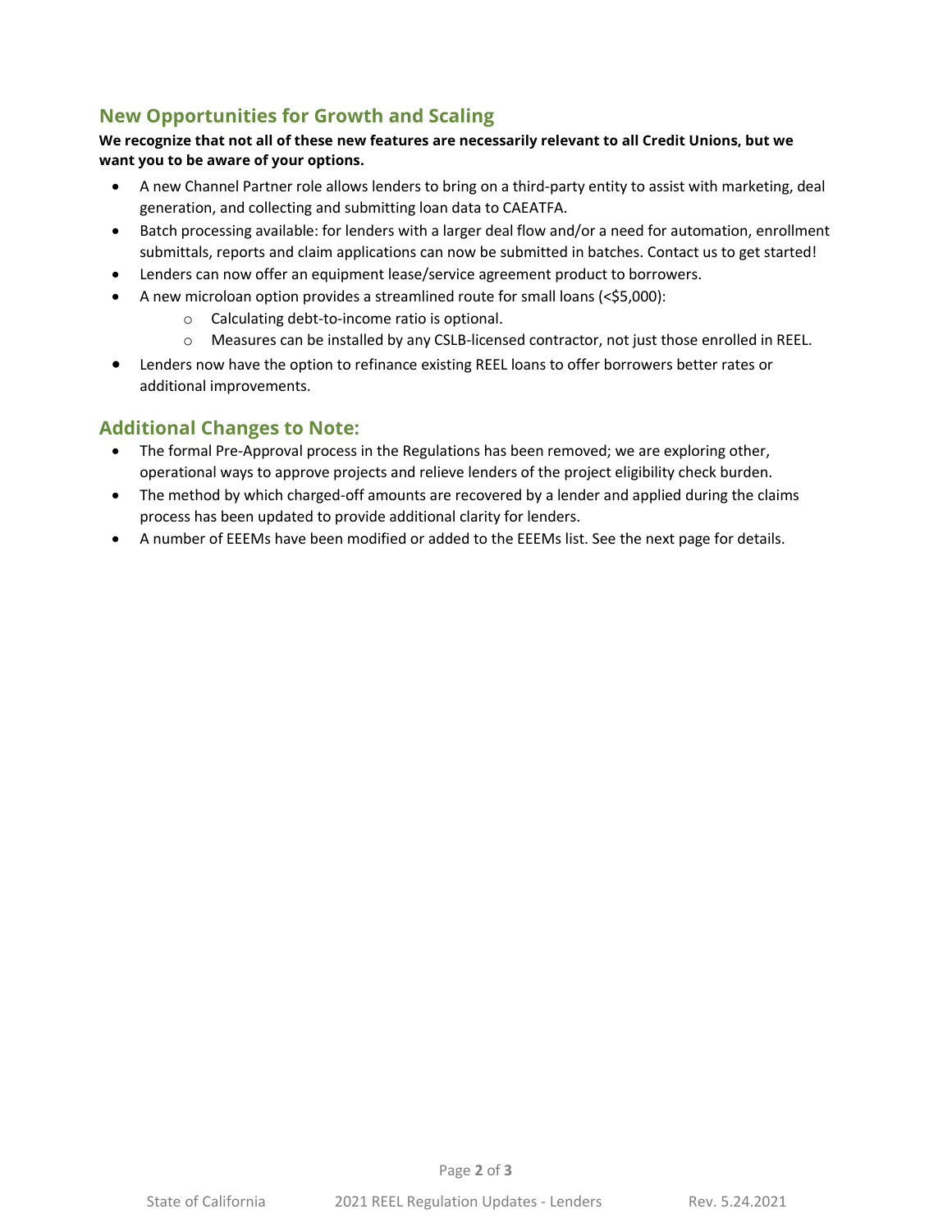## New Opportunities for Growth and Scaling

**We recognize that not all of these new features are necessarily relevant to all Credit Unions, but we want you to be aware of your options.**

- A new Channel Partner role allows lenders to bring on a third-party entity to assist with marketing, deal generation, and collecting and submitting loan data to CAEATFA.
- Batch processing available: for lenders with a larger deal flow and/or a need for automation, enrollment submittals, reports and claim applications can now be submitted in batches. Contact us to get started!
- Lenders can now offer an equipment lease/service agreement product to borrowers.
- A new microloan option provides a streamlined route for small loans (<$5,000):
  - Calculating debt-to-income ratio is optional.
  - Measures can be installed by any CSLB-licensed contractor, not just those enrolled in REEL.
- Lenders now have the option to refinance existing REEL loans to offer borrowers better rates or additional improvements.

## Additional Changes to Note:

- The formal Pre-Approval process in the Regulations has been removed; we are exploring other, operational ways to approve projects and relieve lenders of the project eligibility check burden.
- The method by which charged-off amounts are recovered by a lender and applied during the claims process has been updated to provide additional clarity for lenders.
- A number of EEEMs have been modified or added to the EEEMs list. See the next page for details.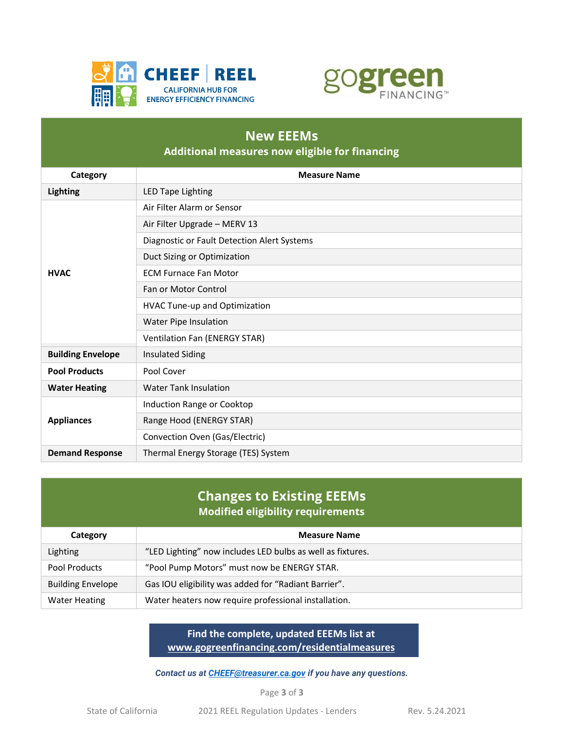CHEEF | REEL
CALIFORNIA HUB FOR ENERGY EFFICIENCY FINANCING

gogreen FINANCING™

## New EEEMs

### Additional measures now eligible for financing

| Category | Measure Name |
| --- | --- |
| **Lighting** | LED Tape Lighting |
| **HVAC** | Air Filter Alarm or Sensor |
| | Air Filter Upgrade – MERV 13 |
| | Diagnostic or Fault Detection Alert Systems |
| | Duct Sizing or Optimization |
| | ECM Furnace Fan Motor |
| | Fan or Motor Control |
| | HVAC Tune-up and Optimization |
| | Water Pipe Insulation |
| | Ventilation Fan (ENERGY STAR) |
| **Building Envelope** | Insulated Siding |
| **Pool Products** | Pool Cover |
| **Water Heating** | Water Tank Insulation |
| **Appliances** | Induction Range or Cooktop |
| | Range Hood (ENERGY STAR) |
| | Convection Oven (Gas/Electric) |
| **Demand Response** | Thermal Energy Storage (TES) System |

## Changes to Existing EEEMs

### Modified eligibility requirements

| Category | Measure Name |
| --- | --- |
| Lighting | "LED Lighting" now includes LED bulbs as well as fixtures. |
| Pool Products | "Pool Pump Motors" must now be ENERGY STAR. |
| Building Envelope | Gas IOU eligibility was added for "Radiant Barrier". |
| Water Heating | Water heaters now require professional installation. |

**Find the complete, updated EEEMs list at www.gogreenfinancing.com/residentialmeasures**

***Contact us at CHEEF@treasurer.ca.gov if you have any questions.***